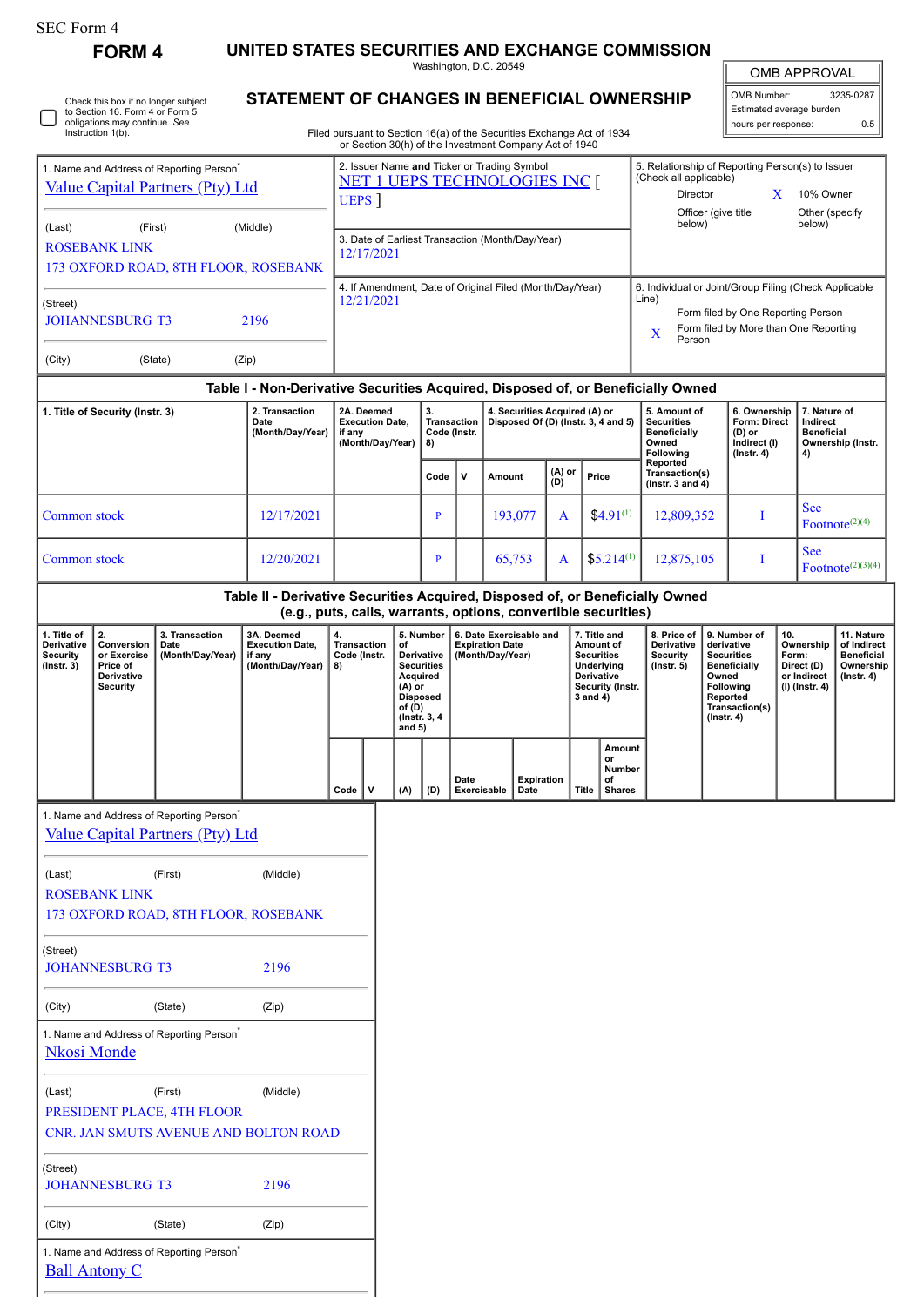SEC Form 4

**FORM 4**

# UNITED STATES SECURITIES AND EXCHANGE COMMISSION

Washington, D.C. 20549

## STATEMENT OF CHANGES IN BENEFICIAL OWNERSHIP

Filed pursuant to Section 16(a) of the Securities Exchange Act of 1934 or Section 30(h) of the Investment Company Act of 1940

| OMB APPROVAL | |
|---|---|
| OMB Number: | 3235-0287 |
| Estimated average burden | |
| hours per response: | 0.5 |

☐ Check this box if no longer subject to Section 16. Form 4 or Form 5 obligations may continue. *See* Instruction 1(b).

1. Name and Address of Reporting Person*
Value Capital Partners (Pty) Ltd

(Last) (First) (Middle)
ROSEBANK LINK
173 OXFORD ROAD, 8TH FLOOR, ROSEBANK

(Street)
JOHANNESBURG T3 2196

(City) (State) (Zip)

2. Issuer Name **and** Ticker or Trading Symbol
NET 1 UEPS TECHNOLOGIES INC [ UEPS ]

3. Date of Earliest Transaction (Month/Day/Year)
12/17/2021

4. If Amendment, Date of Original Filed (Month/Day/Year)
12/21/2021

5. Relationship of Reporting Person(s) to Issuer (Check all applicable)
Director
X 10% Owner
Officer (give title below)
Other (specify below)

6. Individual or Joint/Group Filing (Check Applicable Line)
Form filed by One Reporting Person
X Form filed by More than One Reporting Person

### Table I - Non-Derivative Securities Acquired, Disposed of, or Beneficially Owned

| 1. Title of Security (Instr. 3) | 2. Transaction Date (Month/Day/Year) | 2A. Deemed Execution Date, if any (Month/Day/Year) | 3. Transaction Code (Instr. 8) | | 4. Securities Acquired (A) or Disposed Of (D) (Instr. 3, 4 and 5) | | | 5. Amount of Securities Beneficially Owned Following Reported Transaction(s) (Instr. 3 and 4) | 6. Ownership Form: Direct (D) or Indirect (I) (Instr. 4) | 7. Nature of Indirect Beneficial Ownership (Instr. 4) |
|---|---|---|---|---|---|---|---|---|---|---|
| | | | Code | V | Amount | (A) or (D) | Price | | | |
| Common stock | 12/17/2021 | | P | | 193,077 | A | $4.91[1] | 12,809,352 | I | See Footnote[2][4] |
| Common stock | 12/20/2021 | | P | | 65,753 | A | $5.214[1] | 12,875,105 | I | See Footnote[2][3][4] |

### Table II - Derivative Securities Acquired, Disposed of, or Beneficially Owned (e.g., puts, calls, warrants, options, convertible securities)

| 1. Title of Derivative Security (Instr. 3) | 2. Conversion or Exercise Price of Derivative Security | 3. Transaction Date (Month/Day/Year) | 3A. Deemed Execution Date, if any (Month/Day/Year) | 4. Transaction Code (Instr. 8) | | 5. Number of Derivative Securities Acquired (A) or Disposed of (D) (Instr. 3, 4 and 5) | | 6. Date Exercisable and Expiration Date (Month/Day/Year) | | 7. Title and Amount of Securities Underlying Derivative Security (Instr. 3 and 4) | | 8. Price of Derivative Security (Instr. 5) | 9. Number of derivative Securities Beneficially Owned Following Reported Transaction(s) (Instr. 4) | 10. Ownership Form: Direct (D) or Indirect (I) (Instr. 4) | 11. Nature of Indirect Beneficial Ownership (Instr. 4) |
|---|---|---|---|---|---|---|---|---|---|---|---|---|---|---|---|
| | | | | Code | V | (A) | (D) | Date Exercisable | Expiration Date | Title | Amount or Number of Shares | | | | |

1. Name and Address of Reporting Person*
Value Capital Partners (Pty) Ltd

(Last) (First) (Middle)
ROSEBANK LINK
173 OXFORD ROAD, 8TH FLOOR, ROSEBANK

(Street)
JOHANNESBURG T3 2196

(City) (State) (Zip)

1. Name and Address of Reporting Person*
Nkosi Monde

(Last) (First) (Middle)
PRESIDENT PLACE, 4TH FLOOR
CNR. JAN SMUTS AVENUE AND BOLTON ROAD

(Street)
JOHANNESBURG T3 2196

(City) (State) (Zip)

1. Name and Address of Reporting Person*
Ball Antony C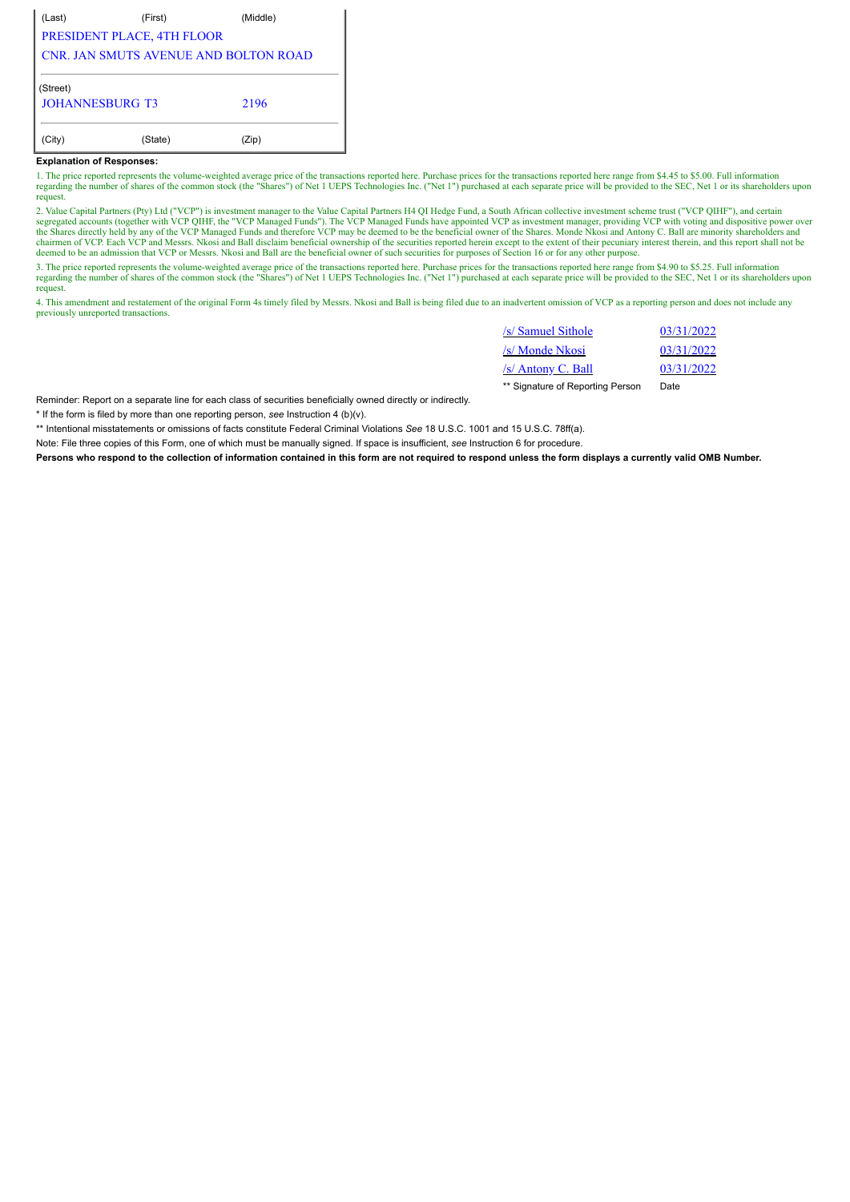| (Last) | (First) | (Middle) |
|---|---|---|
| PRESIDENT PLACE, 4TH FLOOR | | |
| CNR. JAN SMUTS AVENUE AND BOLTON ROAD | | |
| (Street) | | |
| JOHANNESBURG | T3 | 2196 |
| (City) | (State) | (Zip) |

**Explanation of Responses:**

1. The price reported represents the volume-weighted average price of the transactions reported here. Purchase prices for the transactions reported here range from $4.45 to $5.00. Full information regarding the number of shares of the common stock (the "Shares") of Net 1 UEPS Technologies Inc. ("Net 1") purchased at each separate price will be provided to the SEC, Net 1 or its shareholders upon request.

2. Value Capital Partners (Pty) Ltd ("VCP") is investment manager to the Value Capital Partners H4 QI Hedge Fund, a South African collective investment scheme trust ("VCP QIHF"), and certain segregated accounts (together with VCP QIHF, the "VCP Managed Funds"). The VCP Managed Funds have appointed VCP as investment manager, providing VCP with voting and dispositive power over the Shares directly held by any of the VCP Managed Funds and therefore VCP may be deemed to be the beneficial owner of the Shares. Monde Nkosi and Antony C. Ball are minority shareholders and chairmen of VCP. Each VCP and Messrs. Nkosi and Ball disclaim beneficial ownership of the securities reported herein except to the extent of their pecuniary interest therein, and this report shall not be deemed to be an admission that VCP or Messrs. Nkosi and Ball are the beneficial owner of such securities for purposes of Section 16 or for any other purpose.

3. The price reported represents the volume-weighted average price of the transactions reported here. Purchase prices for the transactions reported here range from $4.90 to $5.25. Full information regarding the number of shares of the common stock (the "Shares") of Net 1 UEPS Technologies Inc. ("Net 1") purchased at each separate price will be provided to the SEC, Net 1 or its shareholders upon request.

4. This amendment and restatement of the original Form 4s timely filed by Messrs. Nkosi and Ball is being filed due to an inadvertent omission of VCP as a reporting person and does not include any previously unreported transactions.

| | |
|---|---|
| /s/ Samuel Sithole | 03/31/2022 |
| /s/ Monde Nkosi | 03/31/2022 |
| /s/ Antony C. Ball | 03/31/2022 |
| ** Signature of Reporting Person | Date |

Reminder: Report on a separate line for each class of securities beneficially owned directly or indirectly.

* If the form is filed by more than one reporting person, *see* Instruction 4 (b)(v).

** Intentional misstatements or omissions of facts constitute Federal Criminal Violations *See* 18 U.S.C. 1001 and 15 U.S.C. 78ff(a).

Note: File three copies of this Form, one of which must be manually signed. If space is insufficient, *see* Instruction 6 for procedure.

**Persons who respond to the collection of information contained in this form are not required to respond unless the form displays a currently valid OMB Number.**